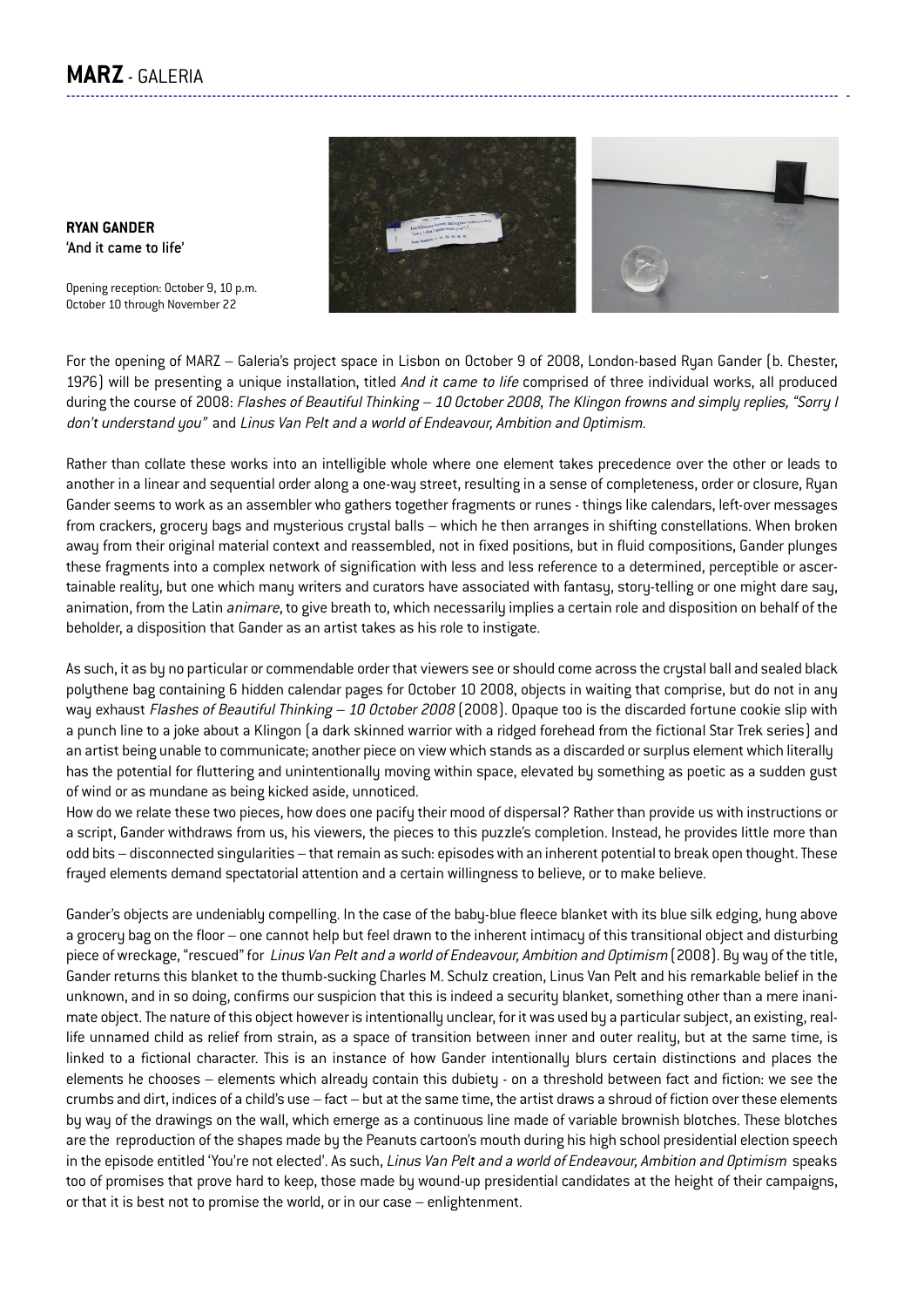# MARZ - GALERIA

**RYAN GANDER**
'And it came to life'

Opening reception: October 9, 10 p.m.
October 10 through November 22

For the opening of MARZ – Galeria's project space in Lisbon on October 9 of 2008, London-based Ryan Gander (b. Chester, 1976) will be presenting a unique installation, titled *And it came to life* comprised of three individual works, all produced during the course of 2008: *Flashes of Beautiful Thinking – 10 October 2008*, *The Klingon frowns and simply replies, "Sorry I don't understand you"* and *Linus Van Pelt and a world of Endeavour, Ambition and Optimism*.

Rather than collate these works into an intelligible whole where one element takes precedence over the other or leads to another in a linear and sequential order along a one-way street, resulting in a sense of completeness, order or closure, Ryan Gander seems to work as an assembler who gathers together fragments or runes - things like calendars, left-over messages from crackers, grocery bags and mysterious crystal balls – which he then arranges in shifting constellations. When broken away from their original material context and reassembled, not in fixed positions, but in fluid compositions, Gander plunges these fragments into a complex network of signification with less and less reference to a determined, perceptible or ascertainable reality, but one which many writers and curators have associated with fantasy, story-telling or one might dare say, animation, from the Latin *animare*, to give breath to, which necessarily implies a certain role and disposition on behalf of the beholder, a disposition that Gander as an artist takes as his role to instigate.

As such, it as by no particular or commendable order that viewers see or should come across the crystal ball and sealed black polythene bag containing 6 hidden calendar pages for October 10 2008, objects in waiting that comprise, but do not in any way exhaust *Flashes of Beautiful Thinking – 10 October 2008* (2008). Opaque too is the discarded fortune cookie slip with a punch line to a joke about a Klingon (a dark skinned warrior with a ridged forehead from the fictional Star Trek series) and an artist being unable to communicate; another piece on view which stands as a discarded or surplus element which literally has the potential for fluttering and unintentionally moving within space, elevated by something as poetic as a sudden gust of wind or as mundane as being kicked aside, unnoticed.
How do we relate these two pieces, how does one pacify their mood of dispersal? Rather than provide us with instructions or a script, Gander withdraws from us, his viewers, the pieces to this puzzle's completion. Instead, he provides little more than odd bits – disconnected singularities – that remain as such: episodes with an inherent potential to break open thought. These frayed elements demand spectatorial attention and a certain willingness to believe, or to make believe.

Gander's objects are undeniably compelling. In the case of the baby-blue fleece blanket with its blue silk edging, hung above a grocery bag on the floor – one cannot help but feel drawn to the inherent intimacy of this transitional object and disturbing piece of wreckage, "rescued" for *Linus Van Pelt and a world of Endeavour, Ambition and Optimism* (2008). By way of the title, Gander returns this blanket to the thumb-sucking Charles M. Schulz creation, Linus Van Pelt and his remarkable belief in the unknown, and in so doing, confirms our suspicion that this is indeed a security blanket, something other than a mere inanimate object. The nature of this object however is intentionally unclear, for it was used by a particular subject, an existing, real-life unnamed child as relief from strain, as a space of transition between inner and outer reality, but at the same time, is linked to a fictional character. This is an instance of how Gander intentionally blurs certain distinctions and places the elements he chooses – elements which already contain this dubiety - on a threshold between fact and fiction: we see the crumbs and dirt, indices of a child's use – fact – but at the same time, the artist draws a shroud of fiction over these elements by way of the drawings on the wall, which emerge as a continuous line made of variable brownish blotches. These blotches are the reproduction of the shapes made by the Peanuts cartoon's mouth during his high school presidential election speech in the episode entitled 'You're not elected'. As such, *Linus Van Pelt and a world of Endeavour, Ambition and Optimism* speaks too of promises that prove hard to keep, those made by wound-up presidential candidates at the height of their campaigns, or that it is best not to promise the world, or in our case – enlightenment.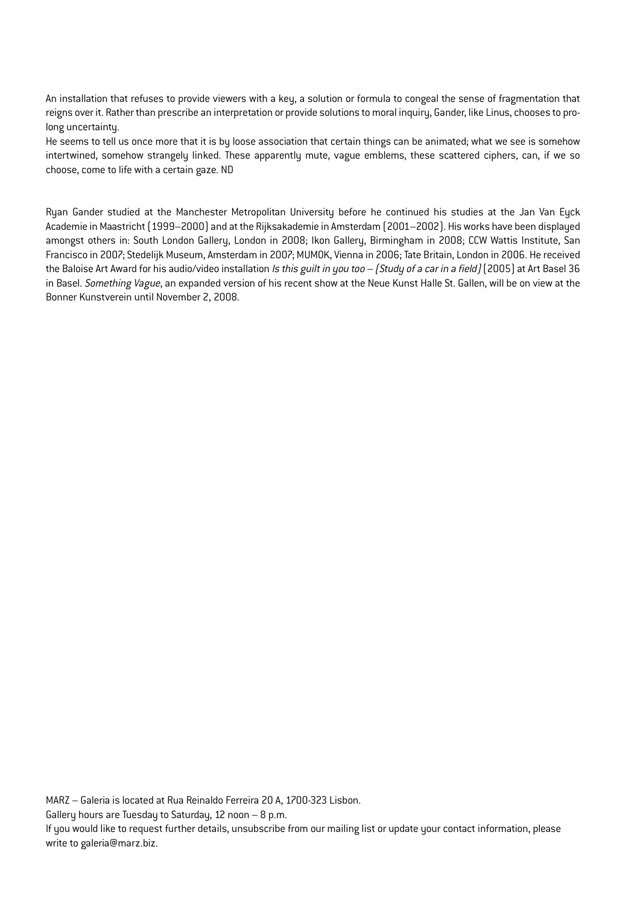An installation that refuses to provide viewers with a key, a solution or formula to congeal the sense of fragmentation that reigns over it. Rather than prescribe an interpretation or provide solutions to moral inquiry, Gander, like Linus, chooses to prolong uncertainty.

He seems to tell us once more that it is by loose association that certain things can be animated; what we see is somehow intertwined, somehow strangely linked. These apparently mute, vague emblems, these scattered ciphers, can, if we so choose, come to life with a certain gaze. ND

Ryan Gander studied at the Manchester Metropolitan University before he continued his studies at the Jan Van Eyck Academie in Maastricht (1999–2000) and at the Rijksakademie in Amsterdam (2001–2002). His works have been displayed amongst others in: South London Gallery, London in 2008; Ikon Gallery, Birmingham in 2008; CCW Wattis Institute, San Francisco in 2007; Stedelijk Museum, Amsterdam in 2007; MUMOK, Vienna in 2006; Tate Britain, London in 2006. He received the Baloise Art Award for his audio/video installation *Is this guilt in you too – (Study of a car in a field)* (2005) at Art Basel 36 in Basel. *Something Vague*, an expanded version of his recent show at the Neue Kunst Halle St. Gallen, will be on view at the Bonner Kunstverein until November 2, 2008.

MARZ – Galeria is located at Rua Reinaldo Ferreira 20 A, 1700-323 Lisbon.

Gallery hours are Tuesday to Saturday, 12 noon – 8 p.m.

If you would like to request further details, unsubscribe from our mailing list or update your contact information, please write to galeria@marz.biz.